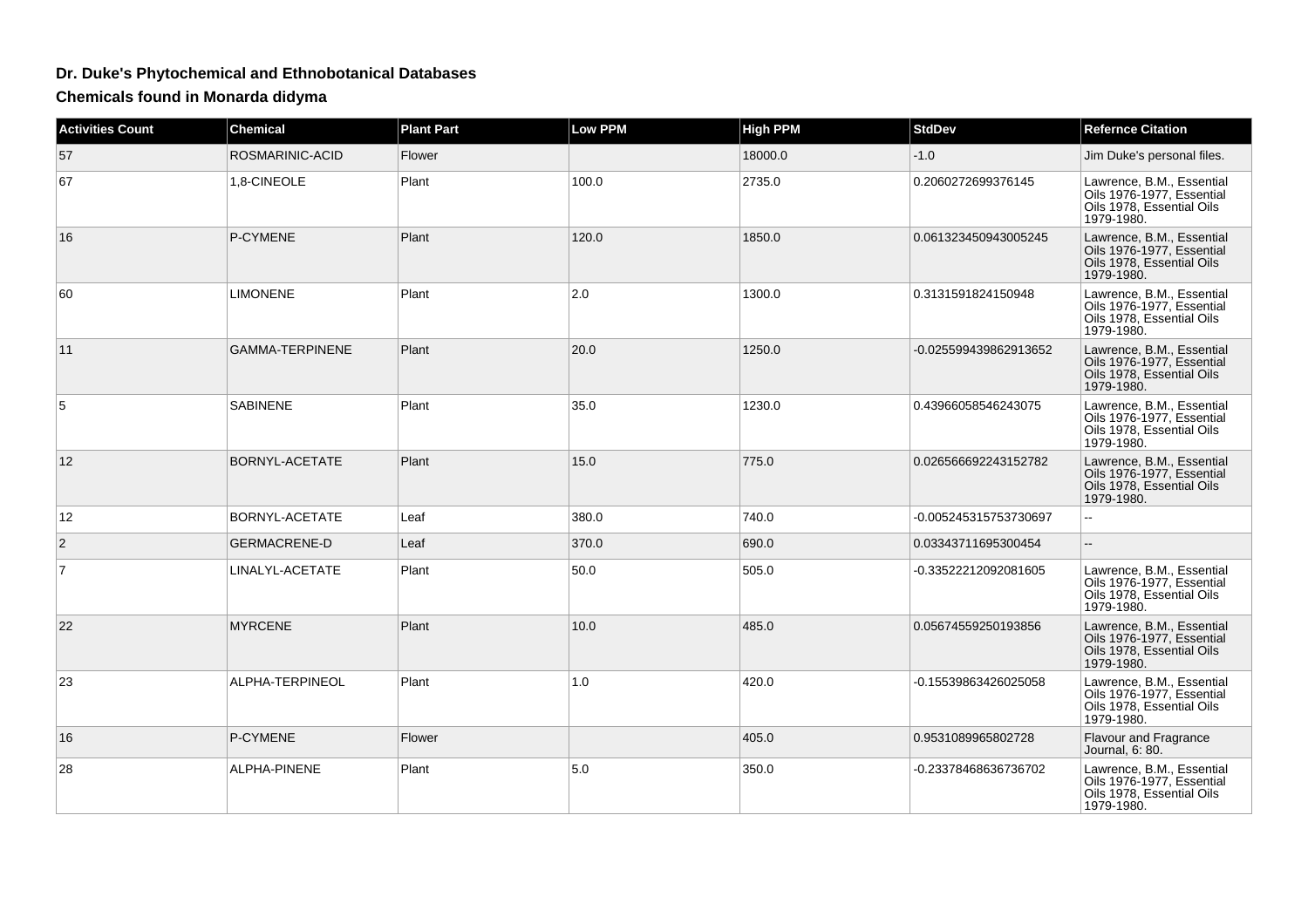## Dr. Duke's Phytochemical and Ethnobotanical Databases

### Chemicals found in Monarda didyma

| Activities Count | Chemical | Plant Part | Low PPM | High PPM | StdDev | Refernce Citation |
|---|---|---|---|---|---|---|
| 57 | ROSMARINIC-ACID | Flower | | 18000.0 | -1.0 | Jim Duke's personal files. |
| 67 | 1,8-CINEOLE | Plant | 100.0 | 2735.0 | 0.2060272699376145 | Lawrence, B.M., Essential Oils 1976-1977, Essential Oils 1978, Essential Oils 1979-1980. |
| 16 | P-CYMENE | Plant | 120.0 | 1850.0 | 0.061323450943005245 | Lawrence, B.M., Essential Oils 1976-1977, Essential Oils 1978, Essential Oils 1979-1980. |
| 60 | LIMONENE | Plant | 2.0 | 1300.0 | 0.3131591824150948 | Lawrence, B.M., Essential Oils 1976-1977, Essential Oils 1978, Essential Oils 1979-1980. |
| 11 | GAMMA-TERPINENE | Plant | 20.0 | 1250.0 | -0.025599439862913652 | Lawrence, B.M., Essential Oils 1976-1977, Essential Oils 1978, Essential Oils 1979-1980. |
| 5 | SABINENE | Plant | 35.0 | 1230.0 | 0.43966058546243075 | Lawrence, B.M., Essential Oils 1976-1977, Essential Oils 1978, Essential Oils 1979-1980. |
| 12 | BORNYL-ACETATE | Plant | 15.0 | 775.0 | 0.026566692243152782 | Lawrence, B.M., Essential Oils 1976-1977, Essential Oils 1978, Essential Oils 1979-1980. |
| 12 | BORNYL-ACETATE | Leaf | 380.0 | 740.0 | -0.005245315753730697 | -- |
| 2 | GERMACRENE-D | Leaf | 370.0 | 690.0 | 0.03343711695300454 | -- |
| 7 | LINALYL-ACETATE | Plant | 50.0 | 505.0 | -0.33522212092081605 | Lawrence, B.M., Essential Oils 1976-1977, Essential Oils 1978, Essential Oils 1979-1980. |
| 22 | MYRCENE | Plant | 10.0 | 485.0 | 0.05674559250193856 | Lawrence, B.M., Essential Oils 1976-1977, Essential Oils 1978, Essential Oils 1979-1980. |
| 23 | ALPHA-TERPINEOL | Plant | 1.0 | 420.0 | -0.15539863426025058 | Lawrence, B.M., Essential Oils 1976-1977, Essential Oils 1978, Essential Oils 1979-1980. |
| 16 | P-CYMENE | Flower | | 405.0 | 0.9531089965802728 | Flavour and Fragrance Journal, 6: 80. |
| 28 | ALPHA-PINENE | Plant | 5.0 | 350.0 | -0.23378468636736702 | Lawrence, B.M., Essential Oils 1976-1977, Essential Oils 1978, Essential Oils 1979-1980. |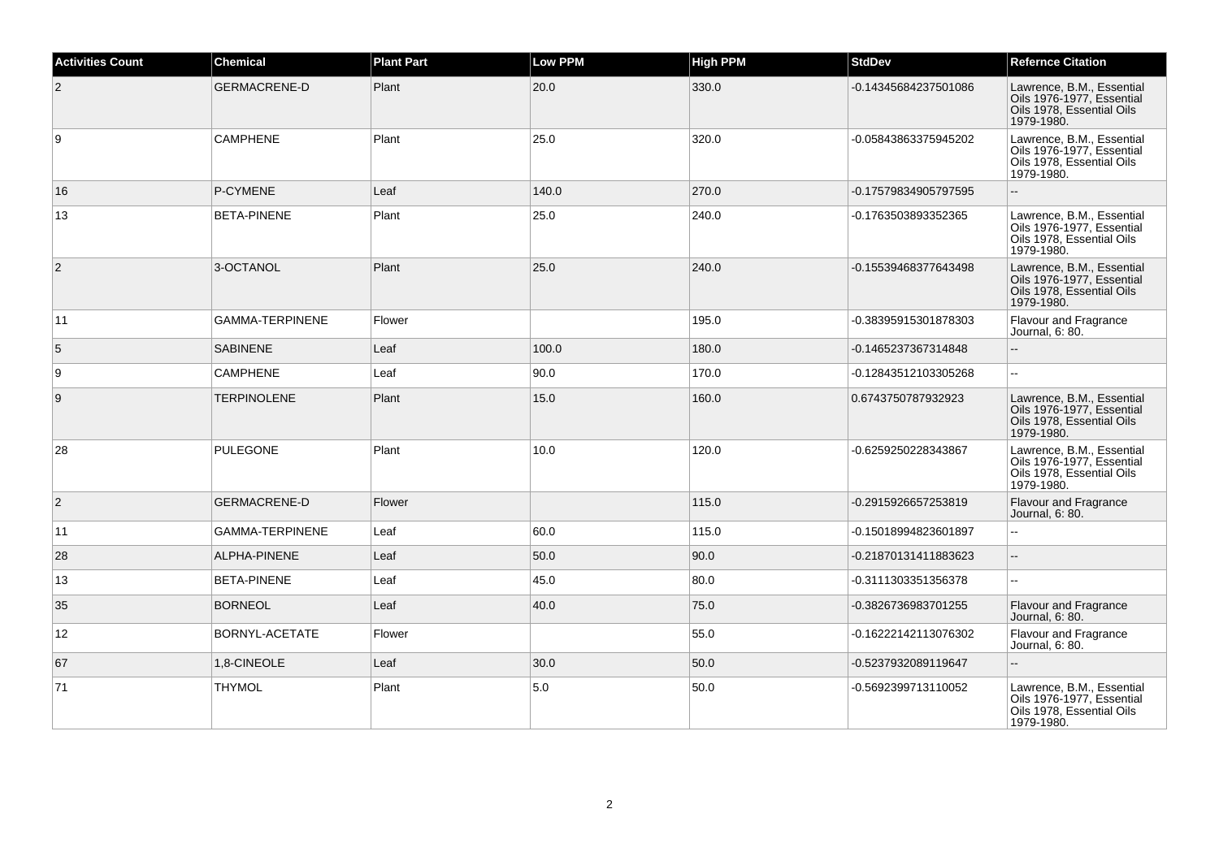| Activities Count | Chemical | Plant Part | Low PPM | High PPM | StdDev | Refernce Citation |
| --- | --- | --- | --- | --- | --- | --- |
| 2 | GERMACRENE-D | Plant | 20.0 | 330.0 | -0.14345684237501086 | Lawrence, B.M., Essential Oils 1976-1977, Essential Oils 1978, Essential Oils 1979-1980. |
| 9 | CAMPHENE | Plant | 25.0 | 320.0 | -0.05843863375945202 | Lawrence, B.M., Essential Oils 1976-1977, Essential Oils 1978, Essential Oils 1979-1980. |
| 16 | P-CYMENE | Leaf | 140.0 | 270.0 | -0.17579834905797595 | -- |
| 13 | BETA-PINENE | Plant | 25.0 | 240.0 | -0.1763503893352365 | Lawrence, B.M., Essential Oils 1976-1977, Essential Oils 1978, Essential Oils 1979-1980. |
| 2 | 3-OCTANOL | Plant | 25.0 | 240.0 | -0.15539468377643498 | Lawrence, B.M., Essential Oils 1976-1977, Essential Oils 1978, Essential Oils 1979-1980. |
| 11 | GAMMA-TERPINENE | Flower | | 195.0 | -0.38395915301878303 | Flavour and Fragrance Journal, 6: 80. |
| 5 | SABINENE | Leaf | 100.0 | 180.0 | -0.1465237367314848 | -- |
| 9 | CAMPHENE | Leaf | 90.0 | 170.0 | -0.12843512103305268 | -- |
| 9 | TERPINOLENE | Plant | 15.0 | 160.0 | 0.6743750787932923 | Lawrence, B.M., Essential Oils 1976-1977, Essential Oils 1978, Essential Oils 1979-1980. |
| 28 | PULEGONE | Plant | 10.0 | 120.0 | -0.6259250228343867 | Lawrence, B.M., Essential Oils 1976-1977, Essential Oils 1978, Essential Oils 1979-1980. |
| 2 | GERMACRENE-D | Flower | | 115.0 | -0.2915926657253819 | Flavour and Fragrance Journal, 6: 80. |
| 11 | GAMMA-TERPINENE | Leaf | 60.0 | 115.0 | -0.15018994823601897 | -- |
| 28 | ALPHA-PINENE | Leaf | 50.0 | 90.0 | -0.21870131411883623 | -- |
| 13 | BETA-PINENE | Leaf | 45.0 | 80.0 | -0.3111303351356378 | -- |
| 35 | BORNEOL | Leaf | 40.0 | 75.0 | -0.3826736983701255 | Flavour and Fragrance Journal, 6: 80. |
| 12 | BORNYL-ACETATE | Flower | | 55.0 | -0.16222142113076302 | Flavour and Fragrance Journal, 6: 80. |
| 67 | 1,8-CINEOLE | Leaf | 30.0 | 50.0 | -0.5237932089119647 | -- |
| 71 | THYMOL | Plant | 5.0 | 50.0 | -0.5692399713110052 | Lawrence, B.M., Essential Oils 1976-1977, Essential Oils 1978, Essential Oils 1979-1980. |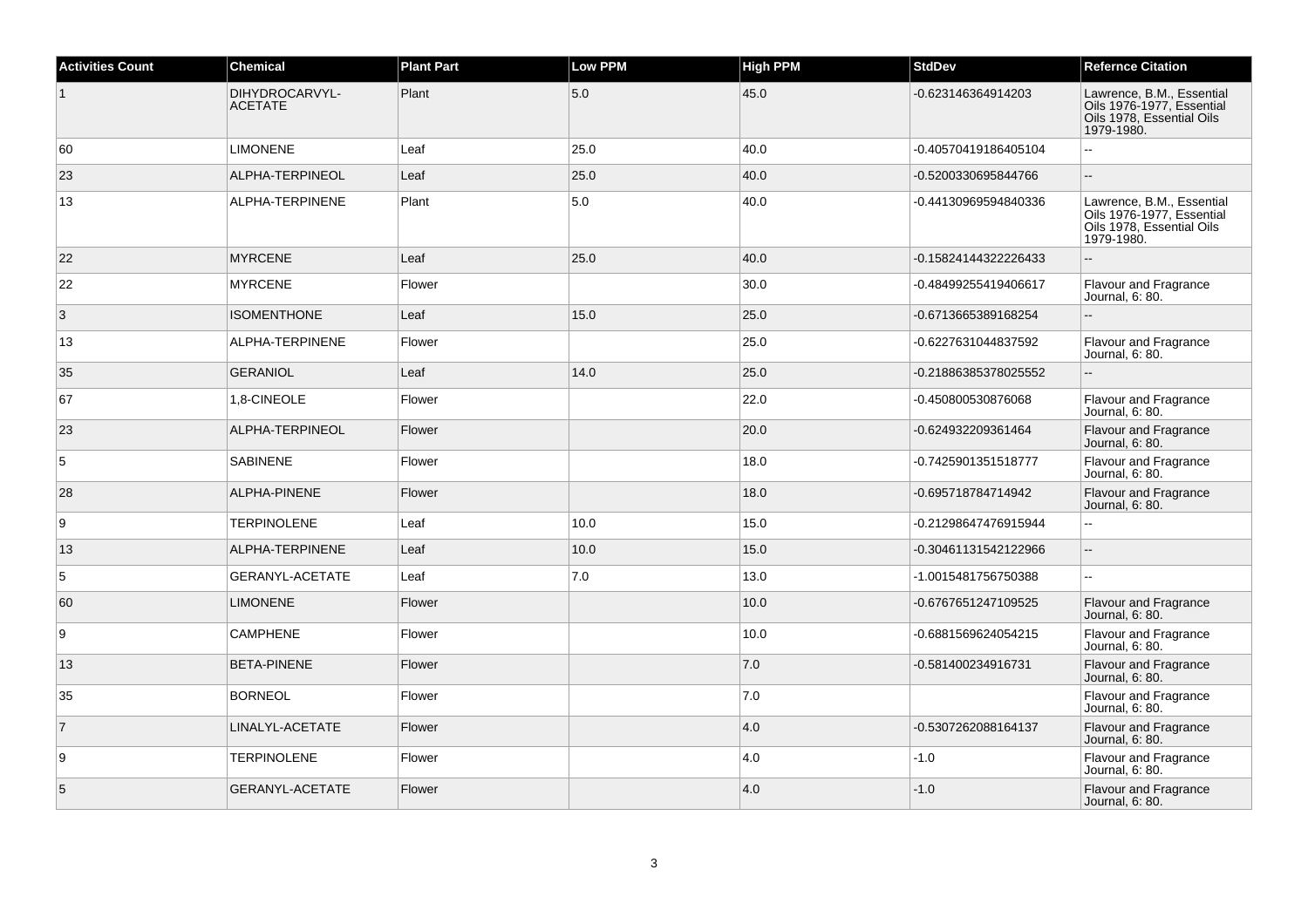| Activities Count | Chemical | Plant Part | Low PPM | High PPM | StdDev | Refernce Citation |
|---|---|---|---|---|---|---|
| 1 | DIHYDROCARVYL-ACETATE | Plant | 5.0 | 45.0 | -0.623146364914203 | Lawrence, B.M., Essential Oils 1976-1977, Essential Oils 1978, Essential Oils 1979-1980. |
| 60 | LIMONENE | Leaf | 25.0 | 40.0 | -0.40570419186405104 | -- |
| 23 | ALPHA-TERPINEOL | Leaf | 25.0 | 40.0 | -0.5200330695844766 | -- |
| 13 | ALPHA-TERPINENE | Plant | 5.0 | 40.0 | -0.44130969594840336 | Lawrence, B.M., Essential Oils 1976-1977, Essential Oils 1978, Essential Oils 1979-1980. |
| 22 | MYRCENE | Leaf | 25.0 | 40.0 | -0.15824144322226433 | -- |
| 22 | MYRCENE | Flower | | 30.0 | -0.48499255419406617 | Flavour and Fragrance Journal, 6: 80. |
| 3 | ISOMENTHONE | Leaf | 15.0 | 25.0 | -0.6713665389168254 | -- |
| 13 | ALPHA-TERPINENE | Flower | | 25.0 | -0.6227631044837592 | Flavour and Fragrance Journal, 6: 80. |
| 35 | GERANIOL | Leaf | 14.0 | 25.0 | -0.21886385378025552 | -- |
| 67 | 1,8-CINEOLE | Flower | | 22.0 | -0.450800530876068 | Flavour and Fragrance Journal, 6: 80. |
| 23 | ALPHA-TERPINEOL | Flower | | 20.0 | -0.624932209361464 | Flavour and Fragrance Journal, 6: 80. |
| 5 | SABINENE | Flower | | 18.0 | -0.7425901351518777 | Flavour and Fragrance Journal, 6: 80. |
| 28 | ALPHA-PINENE | Flower | | 18.0 | -0.695718784714942 | Flavour and Fragrance Journal, 6: 80. |
| 9 | TERPINOLENE | Leaf | 10.0 | 15.0 | -0.21298647476915944 | -- |
| 13 | ALPHA-TERPINENE | Leaf | 10.0 | 15.0 | -0.30461131542122966 | -- |
| 5 | GERANYL-ACETATE | Leaf | 7.0 | 13.0 | -1.0015481756750388 | -- |
| 60 | LIMONENE | Flower | | 10.0 | -0.6767651247109525 | Flavour and Fragrance Journal, 6: 80. |
| 9 | CAMPHENE | Flower | | 10.0 | -0.6881569624054215 | Flavour and Fragrance Journal, 6: 80. |
| 13 | BETA-PINENE | Flower | | 7.0 | -0.581400234916731 | Flavour and Fragrance Journal, 6: 80. |
| 35 | BORNEOL | Flower | | 7.0 | | Flavour and Fragrance Journal, 6: 80. |
| 7 | LINALYL-ACETATE | Flower | | 4.0 | -0.5307262088164137 | Flavour and Fragrance Journal, 6: 80. |
| 9 | TERPINOLENE | Flower | | 4.0 | -1.0 | Flavour and Fragrance Journal, 6: 80. |
| 5 | GERANYL-ACETATE | Flower | | 4.0 | -1.0 | Flavour and Fragrance Journal, 6: 80. |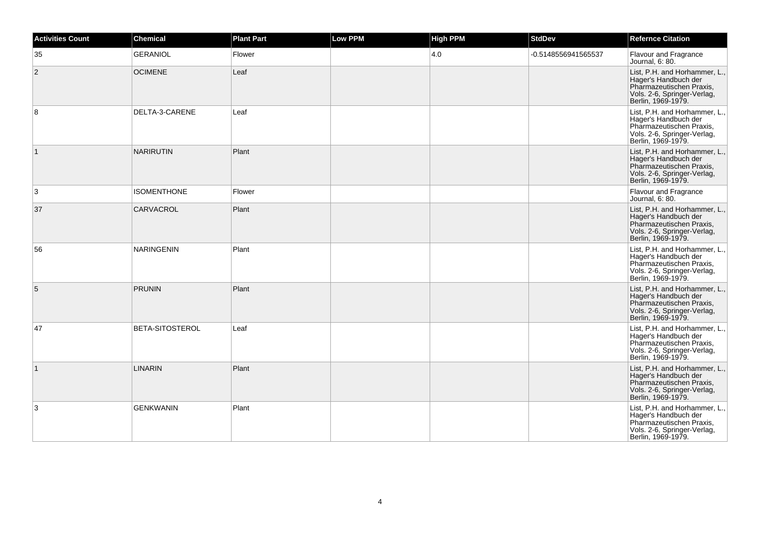| Activities Count | Chemical | Plant Part | Low PPM | High PPM | StdDev | Refernce Citation |
|---|---|---|---|---|---|---|
| 35 | GERANIOL | Flower | | 4.0 | -0.5148556941565537 | Flavour and Fragrance Journal, 6: 80. |
| 2 | OCIMENE | Leaf | | | | List, P.H. and Horhammer, L., Hager's Handbuch der Pharmazeutischen Praxis, Vols. 2-6, Springer-Verlag, Berlin, 1969-1979. |
| 8 | DELTA-3-CARENE | Leaf | | | | List, P.H. and Horhammer, L., Hager's Handbuch der Pharmazeutischen Praxis, Vols. 2-6, Springer-Verlag, Berlin, 1969-1979. |
| 1 | NARIRUTIN | Plant | | | | List, P.H. and Horhammer, L., Hager's Handbuch der Pharmazeutischen Praxis, Vols. 2-6, Springer-Verlag, Berlin, 1969-1979. |
| 3 | ISOMENTHONE | Flower | | | | Flavour and Fragrance Journal, 6: 80. |
| 37 | CARVACROL | Plant | | | | List, P.H. and Horhammer, L., Hager's Handbuch der Pharmazeutischen Praxis, Vols. 2-6, Springer-Verlag, Berlin, 1969-1979. |
| 56 | NARINGENIN | Plant | | | | List, P.H. and Horhammer, L., Hager's Handbuch der Pharmazeutischen Praxis, Vols. 2-6, Springer-Verlag, Berlin, 1969-1979. |
| 5 | PRUNIN | Plant | | | | List, P.H. and Horhammer, L., Hager's Handbuch der Pharmazeutischen Praxis, Vols. 2-6, Springer-Verlag, Berlin, 1969-1979. |
| 47 | BETA-SITOSTEROL | Leaf | | | | List, P.H. and Horhammer, L., Hager's Handbuch der Pharmazeutischen Praxis, Vols. 2-6, Springer-Verlag, Berlin, 1969-1979. |
| 1 | LINARIN | Plant | | | | List, P.H. and Horhammer, L., Hager's Handbuch der Pharmazeutischen Praxis, Vols. 2-6, Springer-Verlag, Berlin, 1969-1979. |
| 3 | GENKWANIN | Plant | | | | List, P.H. and Horhammer, L., Hager's Handbuch der Pharmazeutischen Praxis, Vols. 2-6, Springer-Verlag, Berlin, 1969-1979. |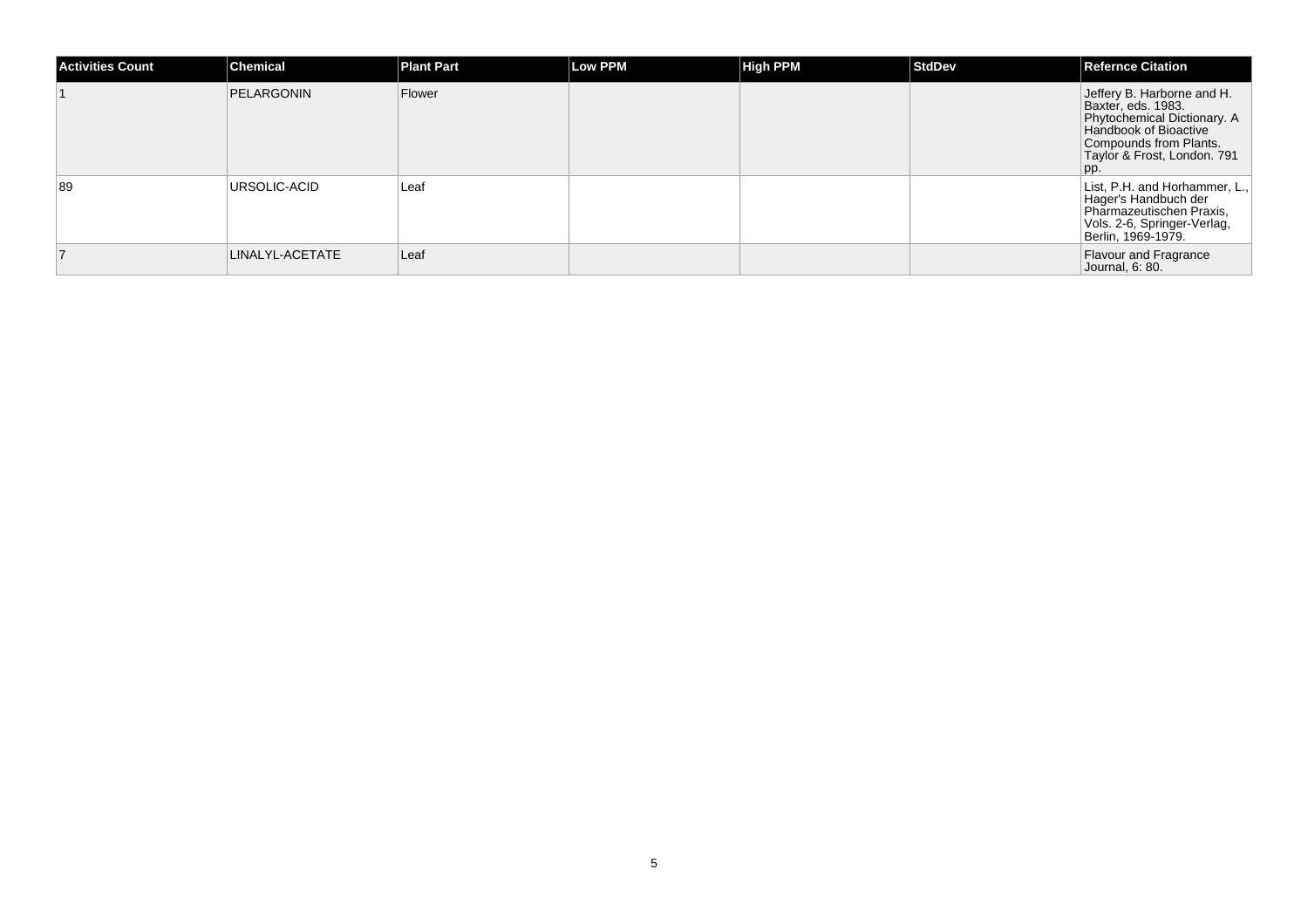| Activities Count | Chemical | Plant Part | Low PPM | High PPM | StdDev | Refernce Citation |
|---|---|---|---|---|---|---|
| 1 | PELARGONIN | Flower | | | | Jeffery B. Harborne and H. Baxter, eds. 1983. Phytochemical Dictionary. A Handbook of Bioactive Compounds from Plants. Taylor & Frost, London. 791 pp. |
| 89 | URSOLIC-ACID | Leaf | | | | List, P.H. and Horhammer, L., Hager's Handbuch der Pharmazeutischen Praxis, Vols. 2-6, Springer-Verlag, Berlin, 1969-1979. |
| 7 | LINALYL-ACETATE | Leaf | | | | Flavour and Fragrance Journal, 6: 80. |